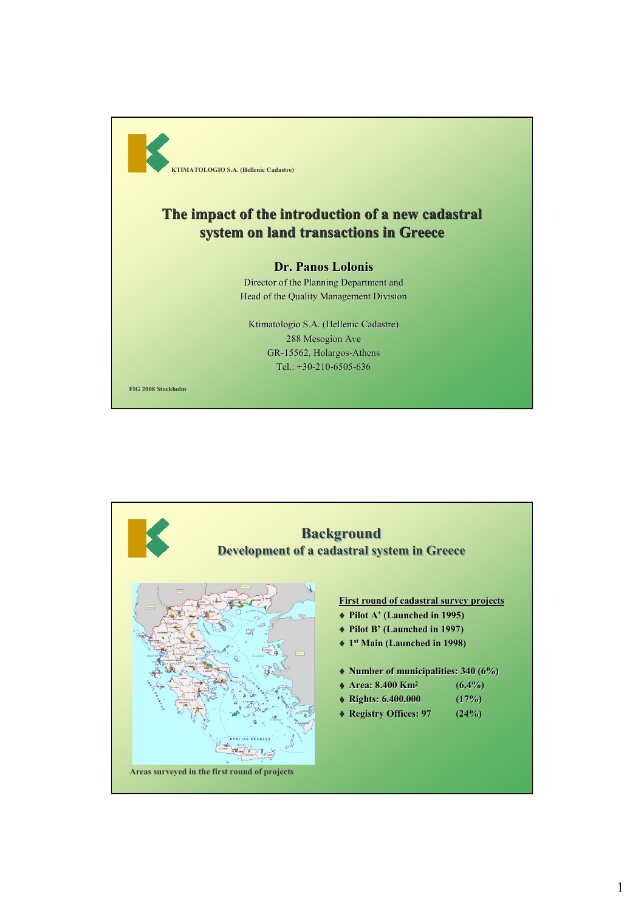KTIMATOLOGIO S.A. (Hellenic Cadastre)

# The impact of the introduction of a new cadastral system on land transactions in Greece

**Dr. Panos Lolonis**

Director of the Planning Department and
Head of the Quality Management Division

Ktimatologio S.A. (Hellenic Cadastre)
288 Mesogion Ave
GR-15562, Holargos-Athens
Tel.: +30-210-6505-636

FIG 2008 Stockholm

## Background
### Development of a cadastral system in Greece

**First round of cadastral survey projects**

- Pilot A' (Launched in 1995)
- Pilot B' (Launched in 1997)
- 1st Main (Launched in 1998)

- Number of municipalities: 340 (6%)
- Area: 8.400 Km² (6,4%)
- Rights: 6.400.000 (17%)
- Registry Offices: 97 (24%)

Areas surveyed in the first round of projects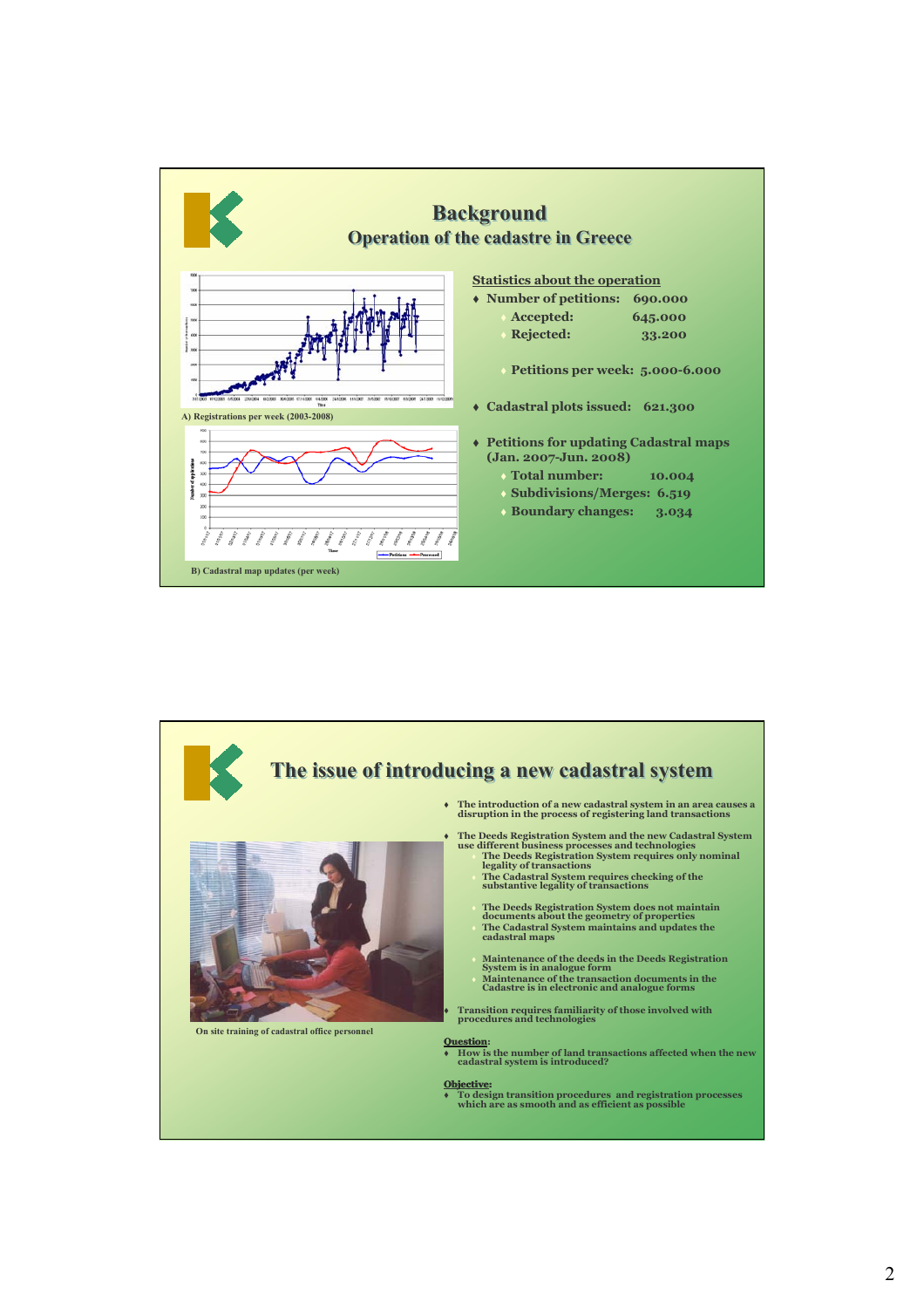## Background

### Operation of the cadastre in Greece

A) Registrations per week (2003-2008)

B) Cadastral map updates (per week)

**Statistics about the operation**

- Number of petitions: 690.000
  - Accepted: 645.000
  - Rejected: 33.200
  - Petitions per week: 5.000-6.000
- Cadastral plots issued: 621.300
- Petitions for updating Cadastral maps (Jan. 2007-Jun. 2008)
  - Total number: 10.004
  - Subdivisions/Merges: 6.519
  - Boundary changes: 3.034

## The issue of introducing a new cadastral system

On site training of cadastral office personnel

- The introduction of a new cadastral system in an area causes a disruption in the process of registering land transactions
- The Deeds Registration System and the new Cadastral System use different business processes and technologies
  - The Deeds Registration System requires only nominal legality of transactions
  - The Cadastral System requires checking of the substantive legality of transactions
  - The Deeds Registration System does not maintain documents about the geometry of properties
  - The Cadastral System maintains and updates the cadastral maps
  - Maintenance of the deeds in the Deeds Registration System is in analogue form
  - Maintenance of the transaction documents in the Cadastre is in electronic and analogue forms
- Transition requires familiarity of those involved with procedures and technologies

**Question:**

- How is the number of land transactions affected when the new cadastral system is introduced?

**Objective:**

- To design transition procedures and registration processes which are as smooth and as efficient as possible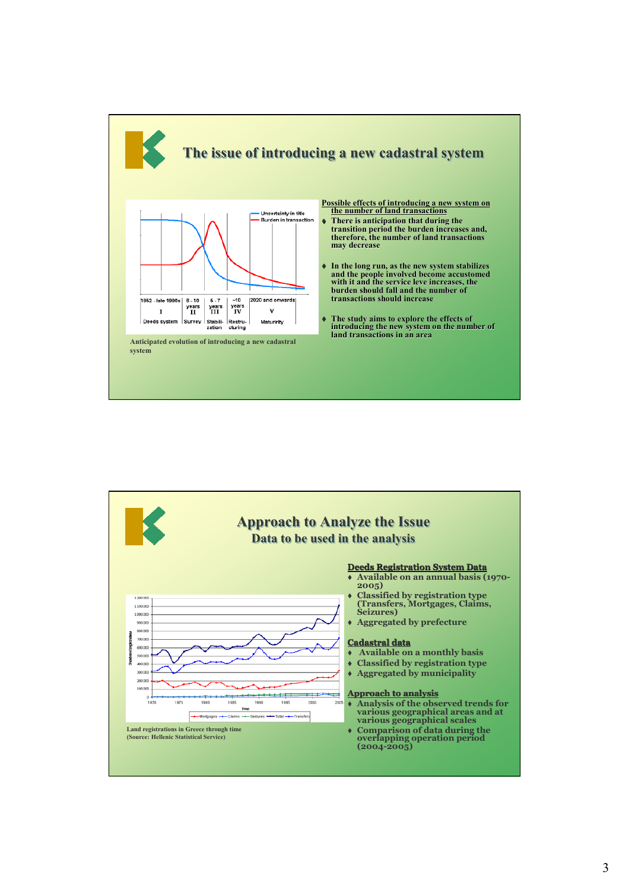## The issue of introducing a new cadastral system

Anticipated evolution of introducing a new cadastral system

**Possible effects of introducing a new system on the number of land transactions**

- There is anticipation that during the transition period the burden increases and, therefore, the number of land transactions may decrease
- In the long run, as the new system stabilizes and the people involved become accustomed with it and the service leve increases, the burden should fall and the number of transactions should increase
- The study aims to explore the effects of introducing the new system on the number of land transactions in an area

## Approach to Analyze the Issue

### Data to be used in the analysis

Land registrations in Greece through time (Source: Hellenic Statistical Service)

**Deeds Registration System Data**

- Available on an annual basis (1970-2005)
- Classified by registration type (Transfers, Mortgages, Claims, Seizures)
- Aggregated by prefecture

**Cadastral data**

- Available on a monthly basis
- Classified by registration type
- Aggregated by municipality

**Approach to analysis**

- Analysis of the observed trends for various geographical areas and at various geographical scales
- Comparison of data during the overlapping operation period (2004-2005)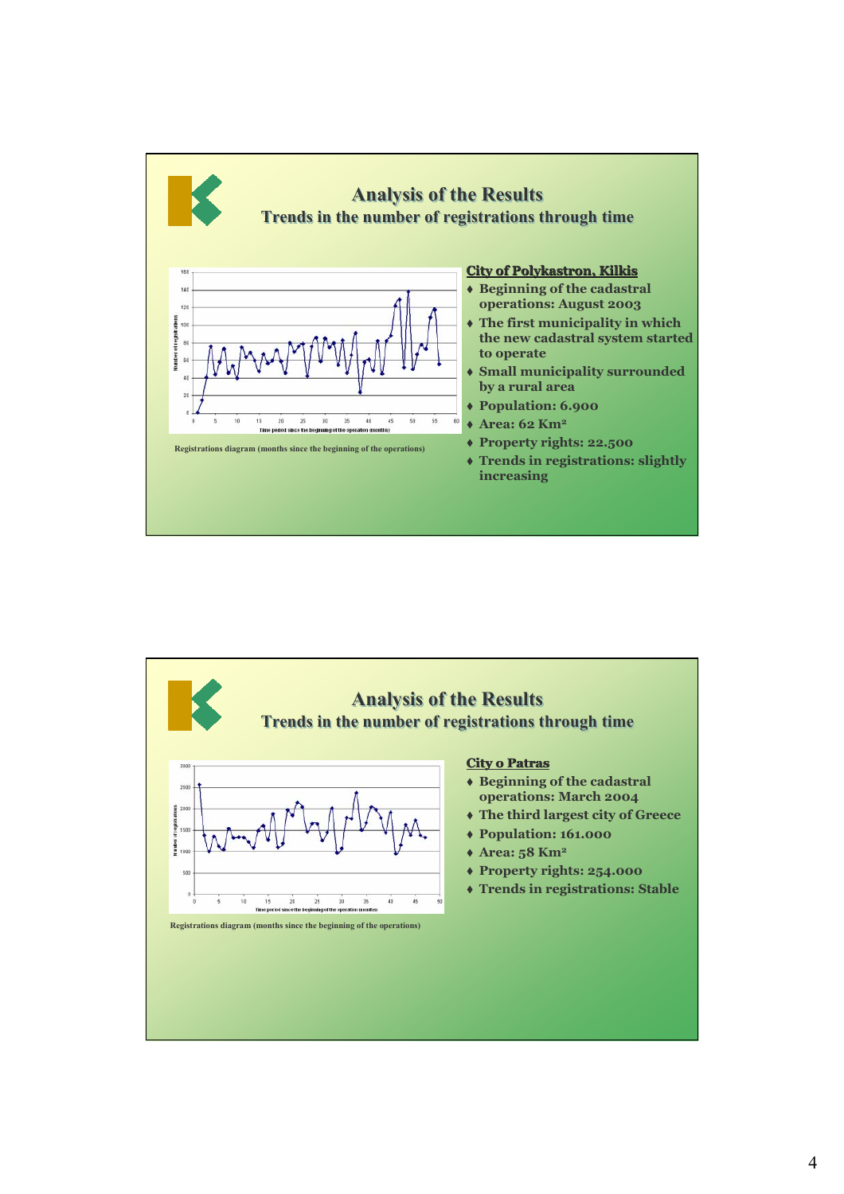## Analysis of the Results

### Trends in the number of registrations through time

Registrations diagram (months since the beginning of the operations)

**City of Polykastron, Kilkis**

- Beginning of the cadastral operations: August 2003
- The first municipality in which the new cadastral system started to operate
- Small municipality surrounded by a rural area
- Population: 6.900
- Area: 62 $Km^2$
- Property rights: 22.500
- Trends in registrations: slightly increasing

## Analysis of the Results

### Trends in the number of registrations through time

Registrations diagram (months since the beginning of the operations)

**City o Patras**

- Beginning of the cadastral operations: March 2004
- The third largest city of Greece
- Population: 161.000
- Area: 58 $Km^2$
- Property rights: 254.000
- Trends in registrations: Stable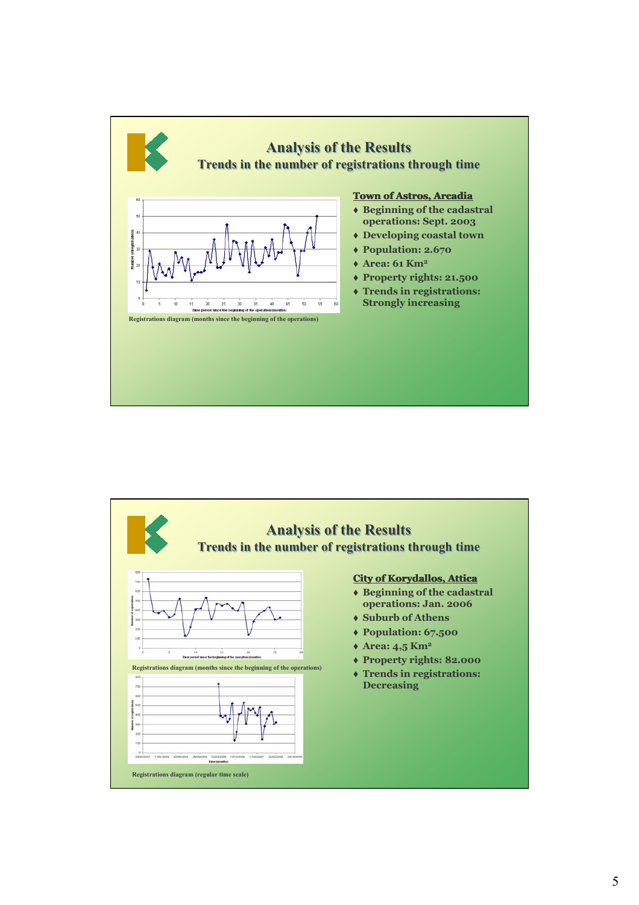## Analysis of the Results

### Trends in the number of registrations through time

Registrations diagram (months since the beginning of the operations)

**Town of Astros, Arcadia**

- Beginning of the cadastral operations: Sept. 2003
- Developing coastal town
- Population: 2.670
- Area: 61 Km²
- Property rights: 21.500
- Trends in registrations: Strongly increasing

## Analysis of the Results

### Trends in the number of registrations through time

Registrations diagram (months since the beginning of the operations)

Registrations diagram (regular time scale)

**City of Korydallos, Attica**

- Beginning of the cadastral operations: Jan. 2006
- Suburb of Athens
- Population: 67.500
- Area: 4,5 Km²
- Property rights: 82.000
- Trends in registrations: Decreasing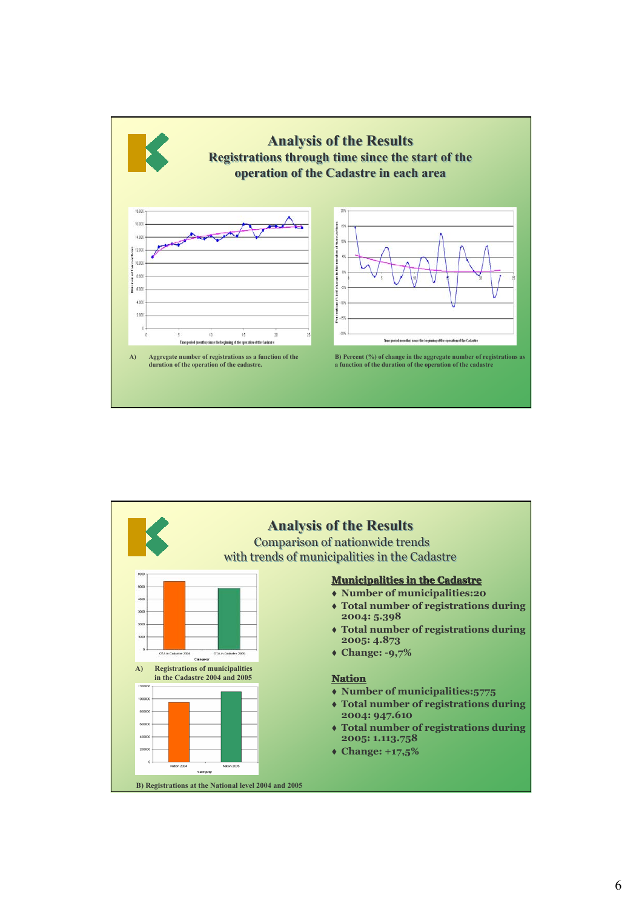## Analysis of the Results

### Registrations through time since the start of the operation of the Cadastre in each area

A) Aggregate number of registrations as a function of the duration of the operation of the cadastre.

B) Percent (%) of change in the aggregate number of registrations as a function of the duration of the operation of the cadastre

## Analysis of the Results

### Comparison of nationwide trends with trends of municipalities in the Cadastre

A) Registrations of municipalities in the Cadastre 2004 and 2005

B) Registrations at the National level 2004 and 2005

**Municipalities in the Cadastre**

- Number of municipalities:20
- Total number of registrations during 2004: 5.398
- Total number of registrations during 2005: 4.873
- Change: -9,7%

**Nation**

- Number of municipalities:5775
- Total number of registrations during 2004: 947.610
- Total number of registrations during 2005: 1.113.758
- Change: +17,5%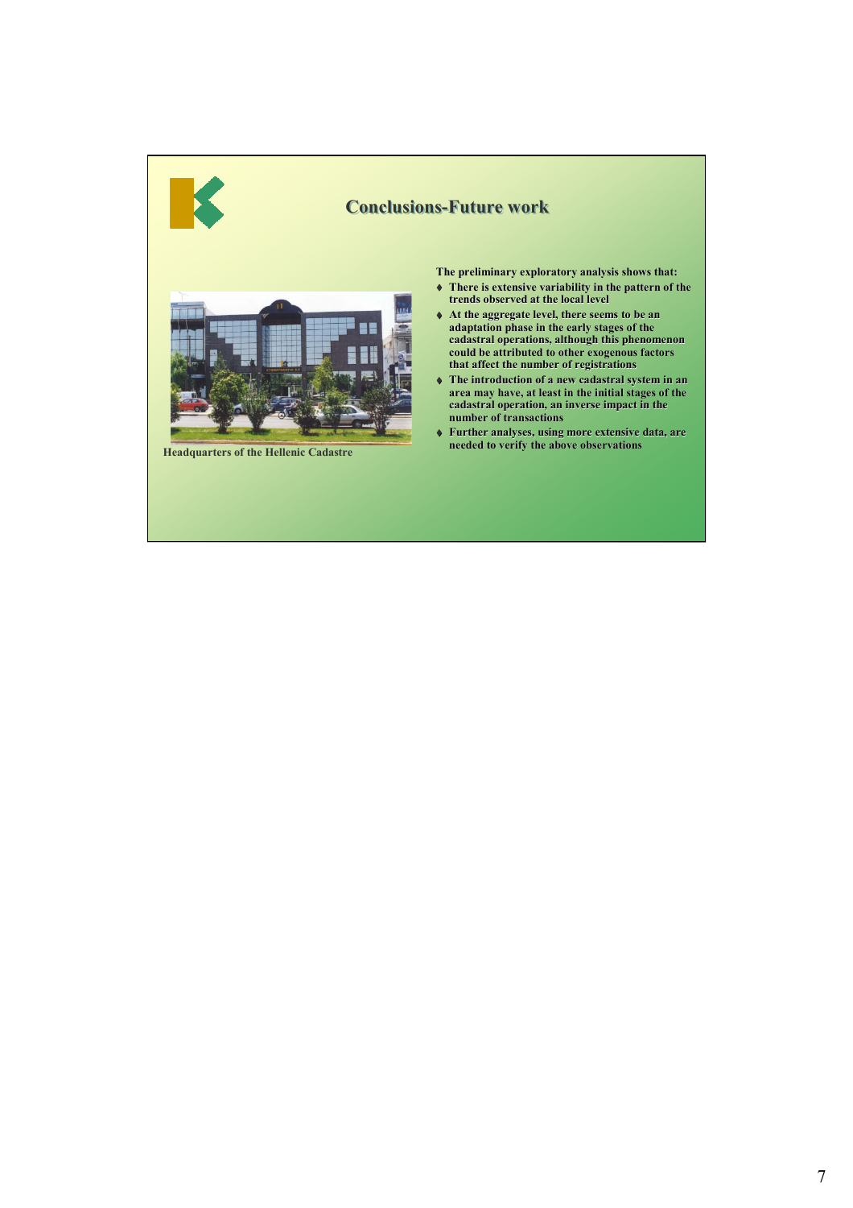## Conclusions-Future work

Headquarters of the Hellenic Cadastre

The preliminary exploratory analysis shows that:

- There is extensive variability in the pattern of the trends observed at the local level
- At the aggregate level, there seems to be an adaptation phase in the early stages of the cadastral operations, although this phenomenon could be attributed to other exogenous factors that affect the number of registrations
- The introduction of a new cadastral system in an area may have, at least in the initial stages of the cadastral operation, an inverse impact in the number of transactions
- Further analyses, using more extensive data, are needed to verify the above observations